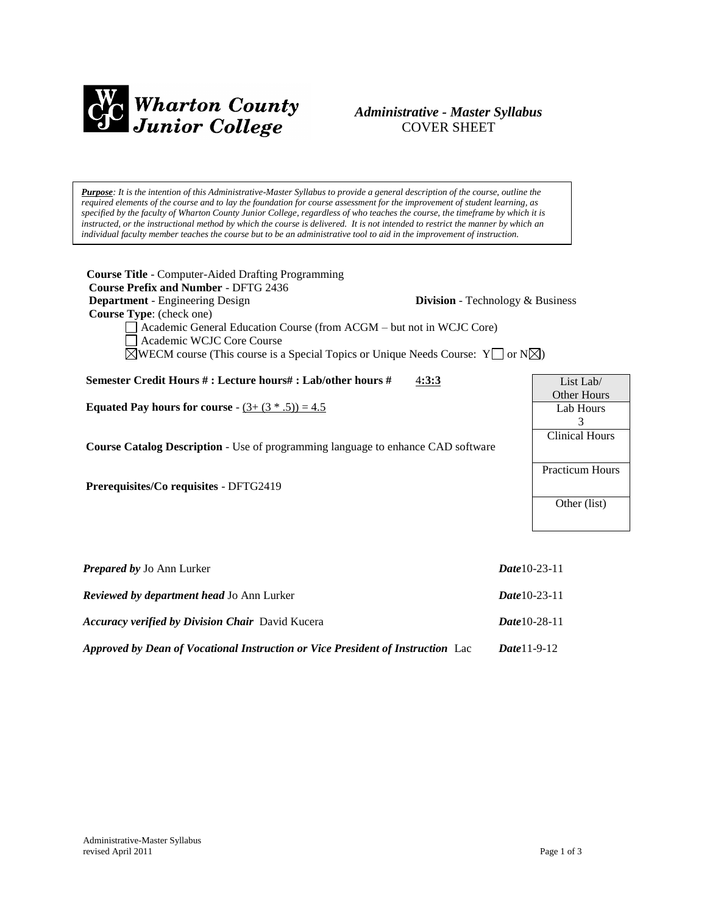**Wharton County Junior College**

***Administrative - Master Syllabus***
COVER SHEET

***Purpose****: It is the intention of this Administrative-Master Syllabus to provide a general description of the course, outline the required elements of the course and to lay the foundation for course assessment for the improvement of student learning, as specified by the faculty of Wharton County Junior College, regardless of who teaches the course, the timeframe by which it is instructed, or the instructional method by which the course is delivered. It is not intended to restrict the manner by which an individual faculty member teaches the course but to be an administrative tool to aid in the improvement of instruction.*

**Course Title** - Computer-Aided Drafting Programming
**Course Prefix and Number** - DFTG 2436
**Department** - Engineering Design **Division** - Technology & Business
**Course Type**: (check one)

- ☐ Academic General Education Course (from ACGM – but not in WCJC Core)
- ☐ Academic WCJC Core Course
- ☒ WECM course (This course is a Special Topics or Unique Needs Course: Y☐ or N☒)

**Semester Credit Hours # : Lecture hours# : Lab/other hours #** 4**:3:3**

**Equated Pay hours for course** - (3+ (3 * .5)) = 4.5

**Course Catalog Description** - Use of programming language to enhance CAD software

**Prerequisites/Co requisites** - DFTG2419

| List Lab/ Other Hours |
|---|
| Lab Hours 3 |
| Clinical Hours |
| Practicum Hours |
| Other (list) |

***Prepared by*** Jo Ann Lurker ***Date***10-23-11

***Reviewed by department head*** Jo Ann Lurker ***Date***10-23-11

***Accuracy verified by Division Chair*** David Kucera ***Date***10-28-11

***Approved by Dean of Vocational Instruction or Vice President of Instruction*** Lac ***Date***11-9-12

Administrative-Master Syllabus
revised April 2011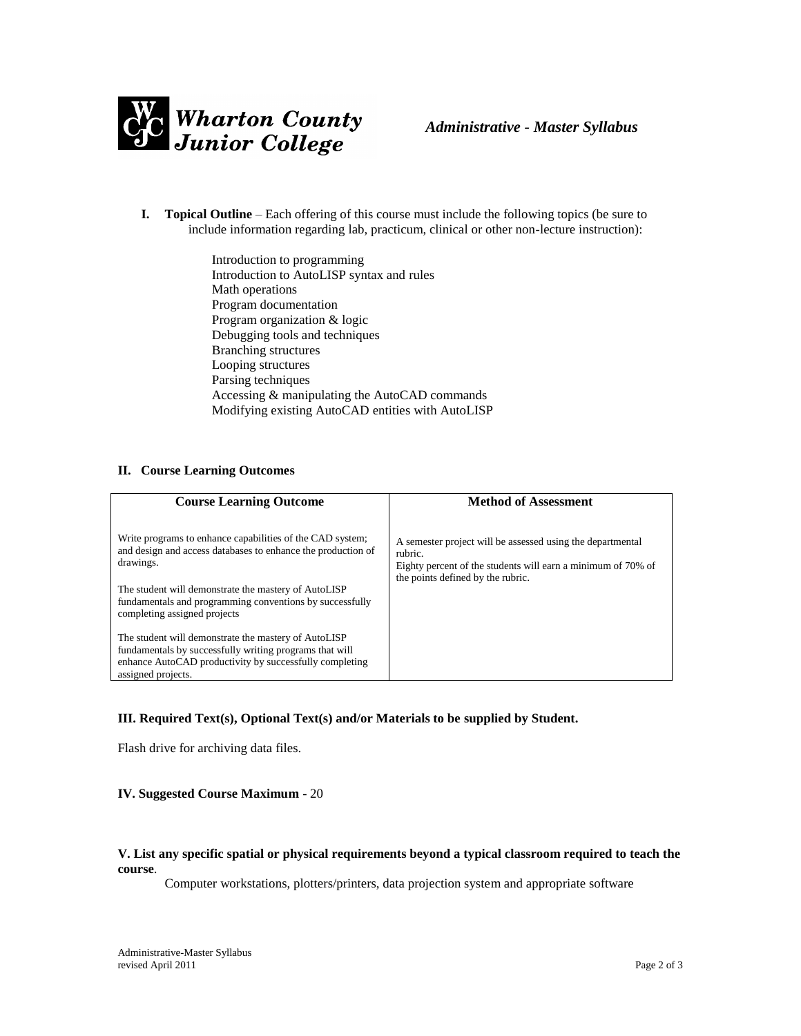**I. Topical Outline** – Each offering of this course must include the following topics (be sure to include information regarding lab, practicum, clinical or other non-lecture instruction):

Introduction to programming
Introduction to AutoLISP syntax and rules
Math operations
Program documentation
Program organization & logic
Debugging tools and techniques
Branching structures
Looping structures
Parsing techniques
Accessing & manipulating the AutoCAD commands
Modifying existing AutoCAD entities with AutoLISP

## II. Course Learning Outcomes

| Course Learning Outcome | Method of Assessment |
| --- | --- |
| Write programs to enhance capabilities of the CAD system; and design and access databases to enhance the production of drawings.<br><br>The student will demonstrate the mastery of AutoLISP fundamentals and programming conventions by successfully completing assigned projects<br><br>The student will demonstrate the mastery of AutoLISP fundamentals by successfully writing programs that will enhance AutoCAD productivity by successfully completing assigned projects. | A semester project will be assessed using the departmental rubric.<br>Eighty percent of the students will earn a minimum of 70% of the points defined by the rubric. |

## III. Required Text(s), Optional Text(s) and/or Materials to be supplied by Student.

Flash drive for archiving data files.

## IV. Suggested Course Maximum - 20

## V. List any specific spatial or physical requirements beyond a typical classroom required to teach the course.

Computer workstations, plotters/printers, data projection system and appropriate software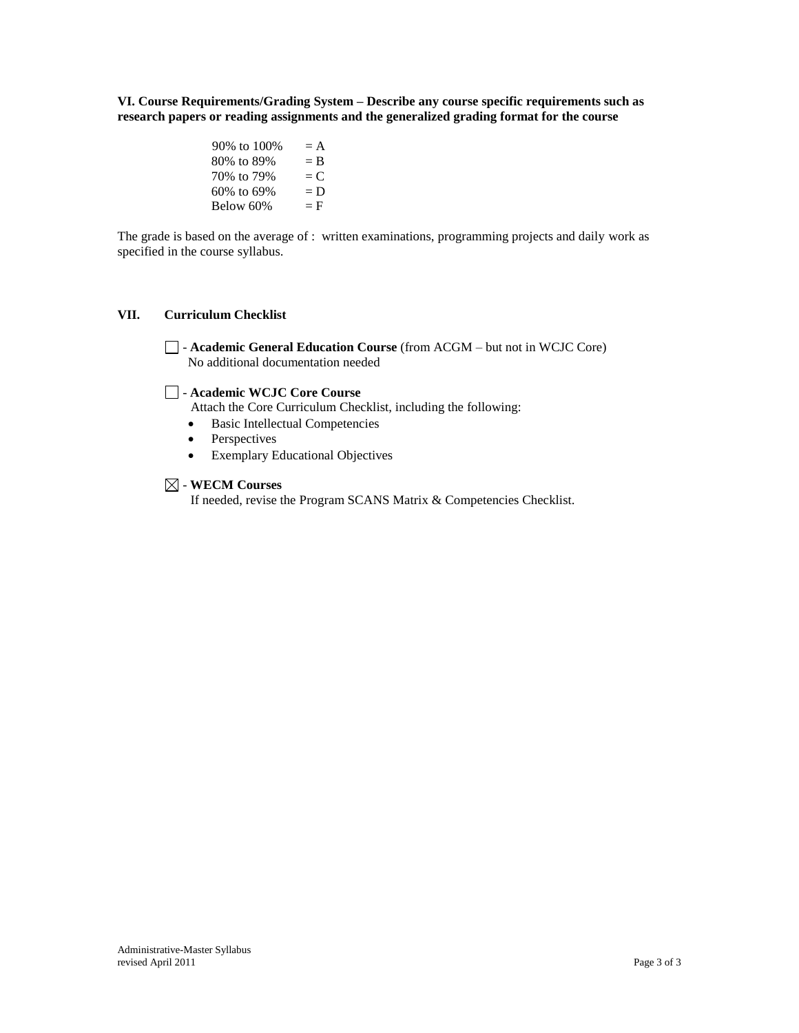**VI. Course Requirements/Grading System – Describe any course specific requirements such as research papers or reading assignments and the generalized grading format for the course**

| | |
|---|---|
| 90% to 100% | = A |
| 80% to 89% | = B |
| 70% to 79% | = C |
| 60% to 69% | = D |
| Below 60% | = F |

The grade is based on the average of : written examinations, programming projects and daily work as specified in the course syllabus.

**VII. Curriculum Checklist**

☐ - **Academic General Education Course** (from ACGM – but not in WCJC Core)
No additional documentation needed

☐ - **Academic WCJC Core Course**
Attach the Core Curriculum Checklist, including the following:

- Basic Intellectual Competencies
- Perspectives
- Exemplary Educational Objectives

☒ - **WECM Courses**
If needed, revise the Program SCANS Matrix & Competencies Checklist.